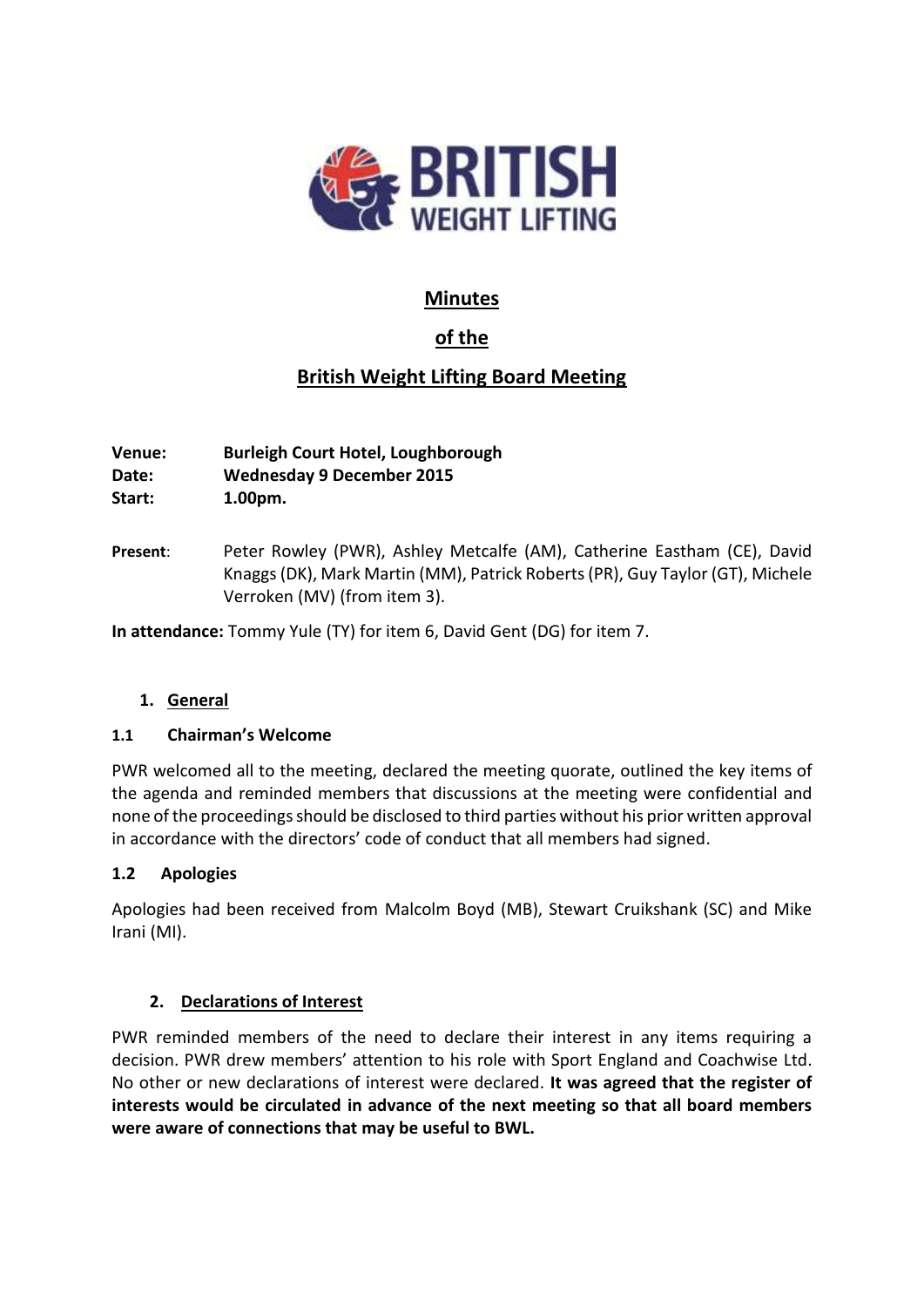# Minutes

# of the

# British Weight Lifting Board Meeting

**Venue:** **Burleigh Court Hotel, Loughborough**
**Date:** **Wednesday 9 December 2015**
**Start:** **1.00pm.**

**Present**: Peter Rowley (PWR), Ashley Metcalfe (AM), Catherine Eastham (CE), David Knaggs (DK), Mark Martin (MM), Patrick Roberts (PR), Guy Taylor (GT), Michele Verroken (MV) (from item 3).

**In attendance:** Tommy Yule (TY) for item 6, David Gent (DG) for item 7.

## 1. General

### 1.1 Chairman's Welcome

PWR welcomed all to the meeting, declared the meeting quorate, outlined the key items of the agenda and reminded members that discussions at the meeting were confidential and none of the proceedings should be disclosed to third parties without his prior written approval in accordance with the directors' code of conduct that all members had signed.

### 1.2 Apologies

Apologies had been received from Malcolm Boyd (MB), Stewart Cruikshank (SC) and Mike Irani (MI).

## 2. Declarations of Interest

PWR reminded members of the need to declare their interest in any items requiring a decision. PWR drew members' attention to his role with Sport England and Coachwise Ltd. No other or new declarations of interest were declared. **It was agreed that the register of interests would be circulated in advance of the next meeting so that all board members were aware of connections that may be useful to BWL.**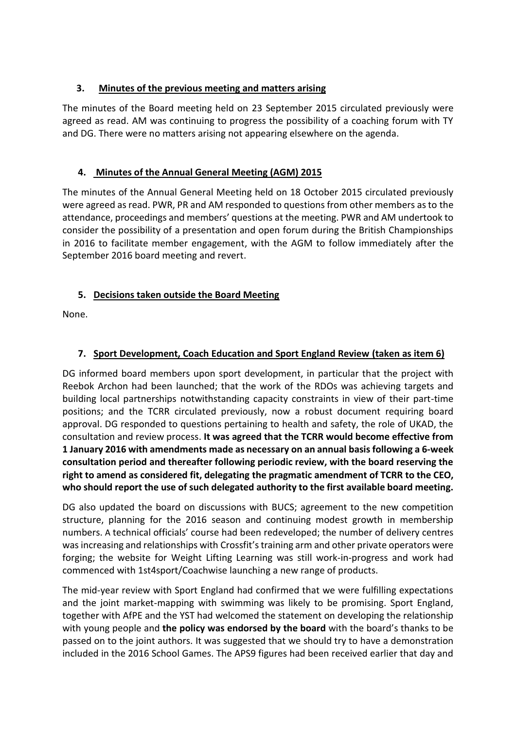### 3. Minutes of the previous meeting and matters arising

The minutes of the Board meeting held on 23 September 2015 circulated previously were agreed as read. AM was continuing to progress the possibility of a coaching forum with TY and DG. There were no matters arising not appearing elsewhere on the agenda.

### 4. Minutes of the Annual General Meeting (AGM) 2015

The minutes of the Annual General Meeting held on 18 October 2015 circulated previously were agreed as read. PWR, PR and AM responded to questions from other members as to the attendance, proceedings and members' questions at the meeting. PWR and AM undertook to consider the possibility of a presentation and open forum during the British Championships in 2016 to facilitate member engagement, with the AGM to follow immediately after the September 2016 board meeting and revert.

### 5. Decisions taken outside the Board Meeting

None.

### 7. Sport Development, Coach Education and Sport England Review (taken as item 6)

DG informed board members upon sport development, in particular that the project with Reebok Archon had been launched; that the work of the RDOs was achieving targets and building local partnerships notwithstanding capacity constraints in view of their part-time positions; and the TCRR circulated previously, now a robust document requiring board approval. DG responded to questions pertaining to health and safety, the role of UKAD, the consultation and review process. **It was agreed that the TCRR would become effective from 1 January 2016 with amendments made as necessary on an annual basis following a 6-week consultation period and thereafter following periodic review, with the board reserving the right to amend as considered fit, delegating the pragmatic amendment of TCRR to the CEO, who should report the use of such delegated authority to the first available board meeting.**

DG also updated the board on discussions with BUCS; agreement to the new competition structure, planning for the 2016 season and continuing modest growth in membership numbers. A technical officials' course had been redeveloped; the number of delivery centres was increasing and relationships with Crossfit's training arm and other private operators were forging; the website for Weight Lifting Learning was still work-in-progress and work had commenced with 1st4sport/Coachwise launching a new range of products.

The mid-year review with Sport England had confirmed that we were fulfilling expectations and the joint market-mapping with swimming was likely to be promising. Sport England, together with AfPE and the YST had welcomed the statement on developing the relationship with young people and **the policy was endorsed by the board** with the board's thanks to be passed on to the joint authors. It was suggested that we should try to have a demonstration included in the 2016 School Games. The APS9 figures had been received earlier that day and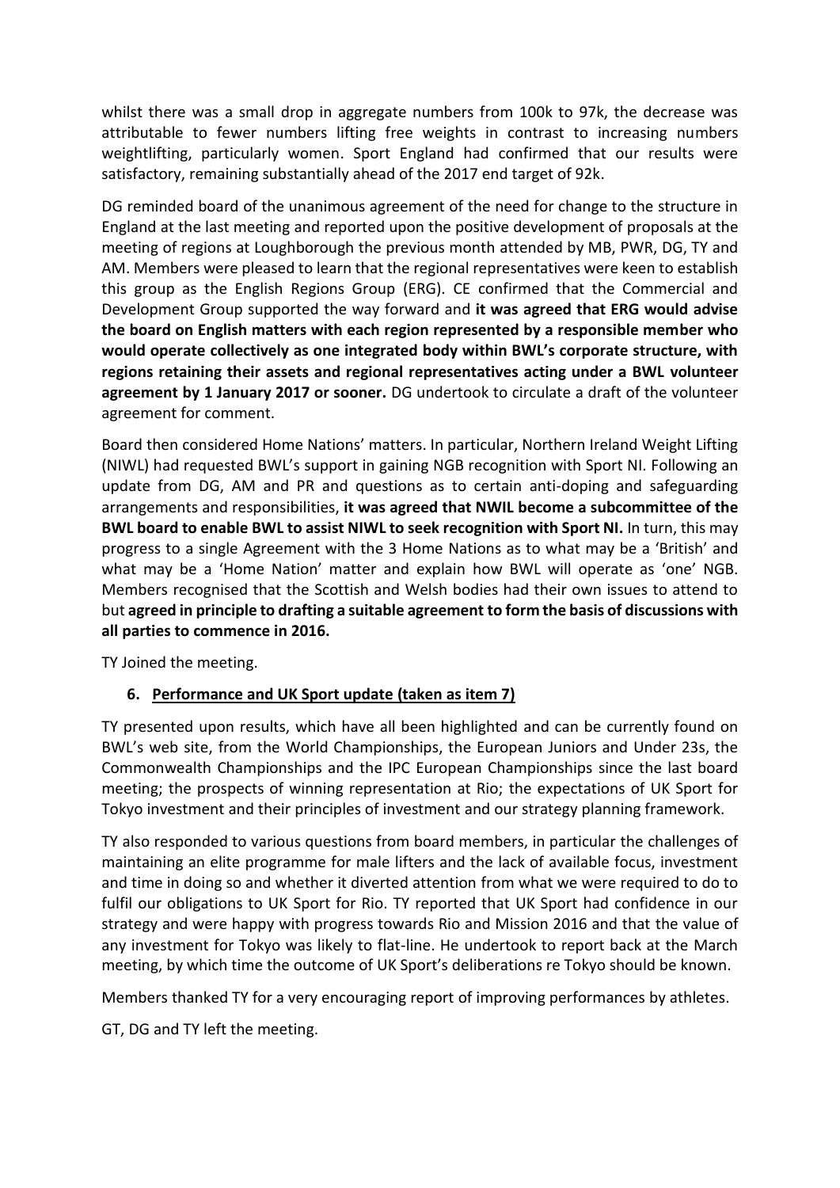whilst there was a small drop in aggregate numbers from 100k to 97k, the decrease was attributable to fewer numbers lifting free weights in contrast to increasing numbers weightlifting, particularly women. Sport England had confirmed that our results were satisfactory, remaining substantially ahead of the 2017 end target of 92k.

DG reminded board of the unanimous agreement of the need for change to the structure in England at the last meeting and reported upon the positive development of proposals at the meeting of regions at Loughborough the previous month attended by MB, PWR, DG, TY and AM. Members were pleased to learn that the regional representatives were keen to establish this group as the English Regions Group (ERG). CE confirmed that the Commercial and Development Group supported the way forward and **it was agreed that ERG would advise the board on English matters with each region represented by a responsible member who would operate collectively as one integrated body within BWL's corporate structure, with regions retaining their assets and regional representatives acting under a BWL volunteer agreement by 1 January 2017 or sooner.** DG undertook to circulate a draft of the volunteer agreement for comment.

Board then considered Home Nations' matters. In particular, Northern Ireland Weight Lifting (NIWL) had requested BWL's support in gaining NGB recognition with Sport NI. Following an update from DG, AM and PR and questions as to certain anti-doping and safeguarding arrangements and responsibilities, **it was agreed that NWIL become a subcommittee of the BWL board to enable BWL to assist NIWL to seek recognition with Sport NI.** In turn, this may progress to a single Agreement with the 3 Home Nations as to what may be a 'British' and what may be a 'Home Nation' matter and explain how BWL will operate as 'one' NGB. Members recognised that the Scottish and Welsh bodies had their own issues to attend to but **agreed in principle to drafting a suitable agreement to form the basis of discussions with all parties to commence in 2016.**

TY Joined the meeting.

6. **Performance and UK Sport update (taken as item 7)**

TY presented upon results, which have all been highlighted and can be currently found on BWL's web site, from the World Championships, the European Juniors and Under 23s, the Commonwealth Championships and the IPC European Championships since the last board meeting; the prospects of winning representation at Rio; the expectations of UK Sport for Tokyo investment and their principles of investment and our strategy planning framework.

TY also responded to various questions from board members, in particular the challenges of maintaining an elite programme for male lifters and the lack of available focus, investment and time in doing so and whether it diverted attention from what we were required to do to fulfil our obligations to UK Sport for Rio. TY reported that UK Sport had confidence in our strategy and were happy with progress towards Rio and Mission 2016 and that the value of any investment for Tokyo was likely to flat-line. He undertook to report back at the March meeting, by which time the outcome of UK Sport's deliberations re Tokyo should be known.

Members thanked TY for a very encouraging report of improving performances by athletes.

GT, DG and TY left the meeting.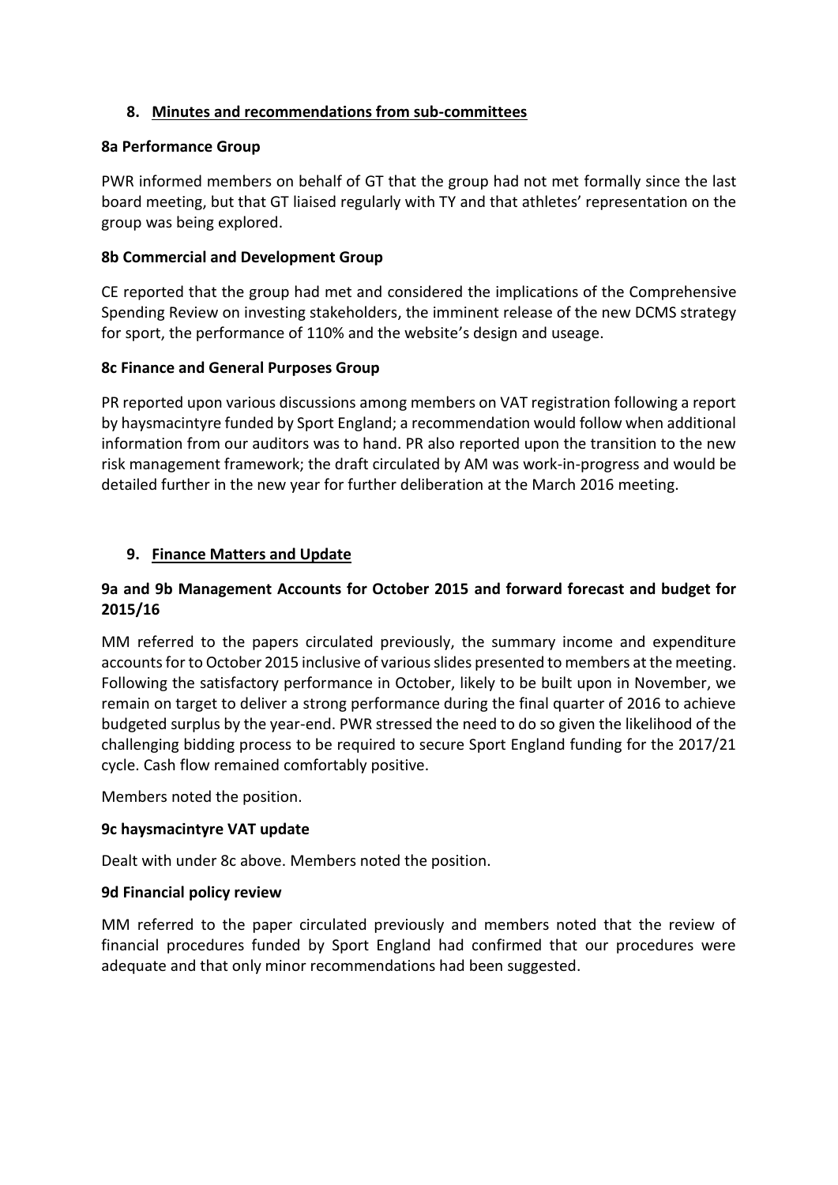## 8. Minutes and recommendations from sub-committees

### 8a Performance Group

PWR informed members on behalf of GT that the group had not met formally since the last board meeting, but that GT liaised regularly with TY and that athletes' representation on the group was being explored.

### 8b Commercial and Development Group

CE reported that the group had met and considered the implications of the Comprehensive Spending Review on investing stakeholders, the imminent release of the new DCMS strategy for sport, the performance of 110% and the website's design and useage.

### 8c Finance and General Purposes Group

PR reported upon various discussions among members on VAT registration following a report by haysmacintyre funded by Sport England; a recommendation would follow when additional information from our auditors was to hand. PR also reported upon the transition to the new risk management framework; the draft circulated by AM was work-in-progress and would be detailed further in the new year for further deliberation at the March 2016 meeting.

## 9. Finance Matters and Update

### 9a and 9b Management Accounts for October 2015 and forward forecast and budget for 2015/16

MM referred to the papers circulated previously, the summary income and expenditure accounts for to October 2015 inclusive of various slides presented to members at the meeting. Following the satisfactory performance in October, likely to be built upon in November, we remain on target to deliver a strong performance during the final quarter of 2016 to achieve budgeted surplus by the year-end. PWR stressed the need to do so given the likelihood of the challenging bidding process to be required to secure Sport England funding for the 2017/21 cycle. Cash flow remained comfortably positive.

Members noted the position.

### 9c haysmacintyre VAT update

Dealt with under 8c above. Members noted the position.

### 9d Financial policy review

MM referred to the paper circulated previously and members noted that the review of financial procedures funded by Sport England had confirmed that our procedures were adequate and that only minor recommendations had been suggested.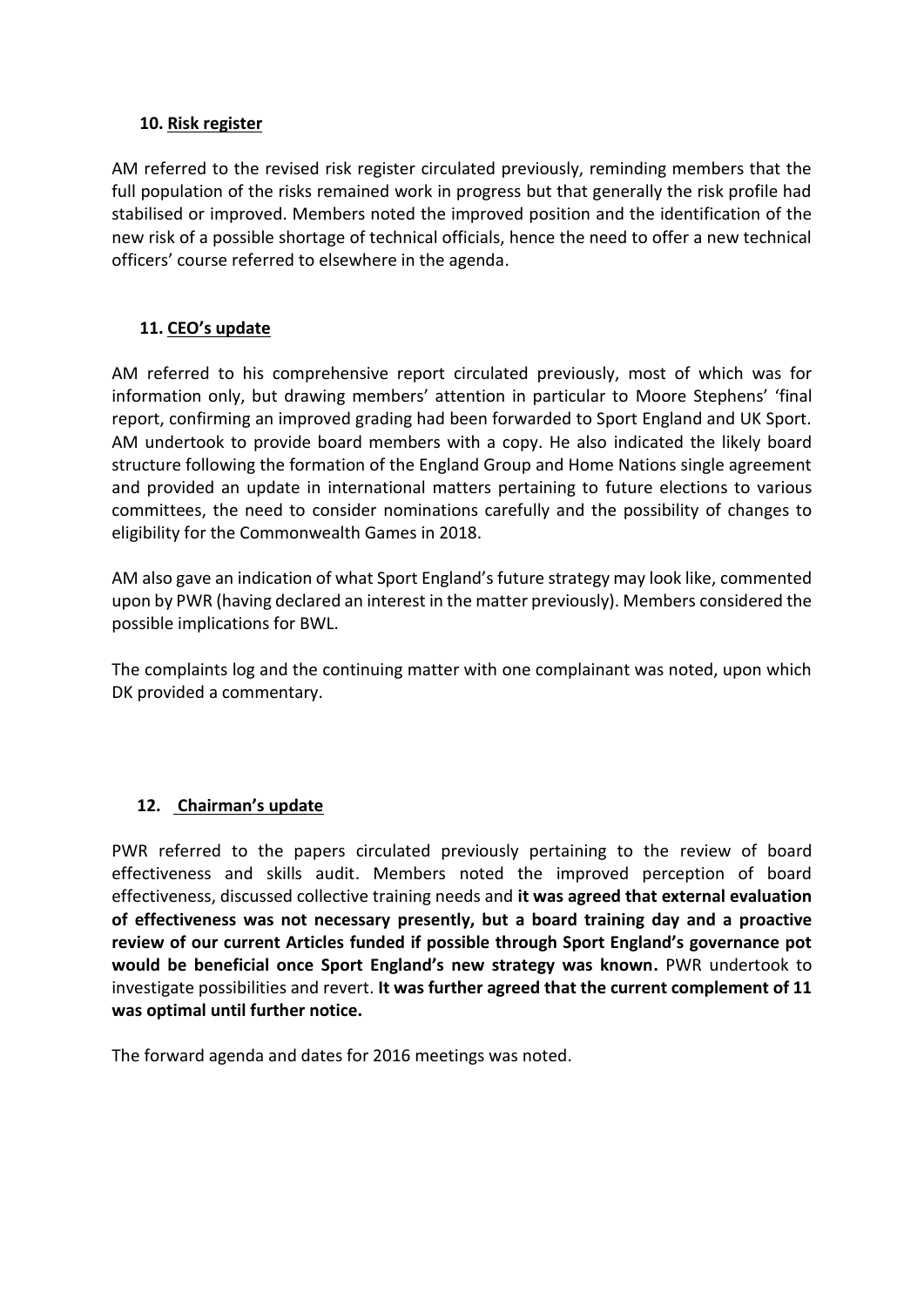## 10. Risk register

AM referred to the revised risk register circulated previously, reminding members that the full population of the risks remained work in progress but that generally the risk profile had stabilised or improved. Members noted the improved position and the identification of the new risk of a possible shortage of technical officials, hence the need to offer a new technical officers' course referred to elsewhere in the agenda.

## 11. CEO's update

AM referred to his comprehensive report circulated previously, most of which was for information only, but drawing members' attention in particular to Moore Stephens' 'final report, confirming an improved grading had been forwarded to Sport England and UK Sport. AM undertook to provide board members with a copy. He also indicated the likely board structure following the formation of the England Group and Home Nations single agreement and provided an update in international matters pertaining to future elections to various committees, the need to consider nominations carefully and the possibility of changes to eligibility for the Commonwealth Games in 2018.

AM also gave an indication of what Sport England's future strategy may look like, commented upon by PWR (having declared an interest in the matter previously). Members considered the possible implications for BWL.

The complaints log and the continuing matter with one complainant was noted, upon which DK provided a commentary.

## 12. Chairman's update

PWR referred to the papers circulated previously pertaining to the review of board effectiveness and skills audit. Members noted the improved perception of board effectiveness, discussed collective training needs and **it was agreed that external evaluation of effectiveness was not necessary presently, but a board training day and a proactive review of our current Articles funded if possible through Sport England's governance pot would be beneficial once Sport England's new strategy was known.** PWR undertook to investigate possibilities and revert. **It was further agreed that the current complement of 11 was optimal until further notice.**

The forward agenda and dates for 2016 meetings was noted.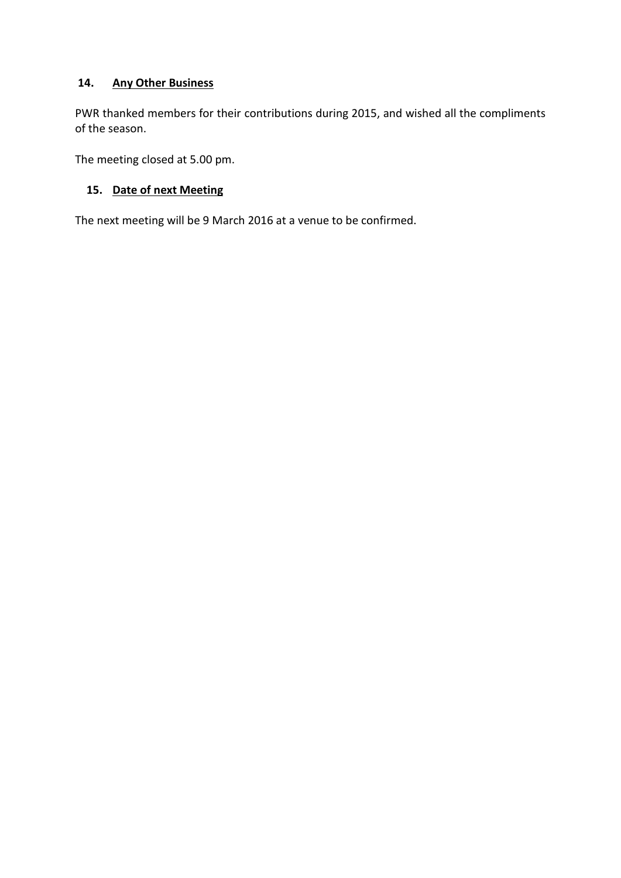## 14. Any Other Business

PWR thanked members for their contributions during 2015, and wished all the compliments of the season.

The meeting closed at 5.00 pm.

## 15. Date of next Meeting

The next meeting will be 9 March 2016 at a venue to be confirmed.